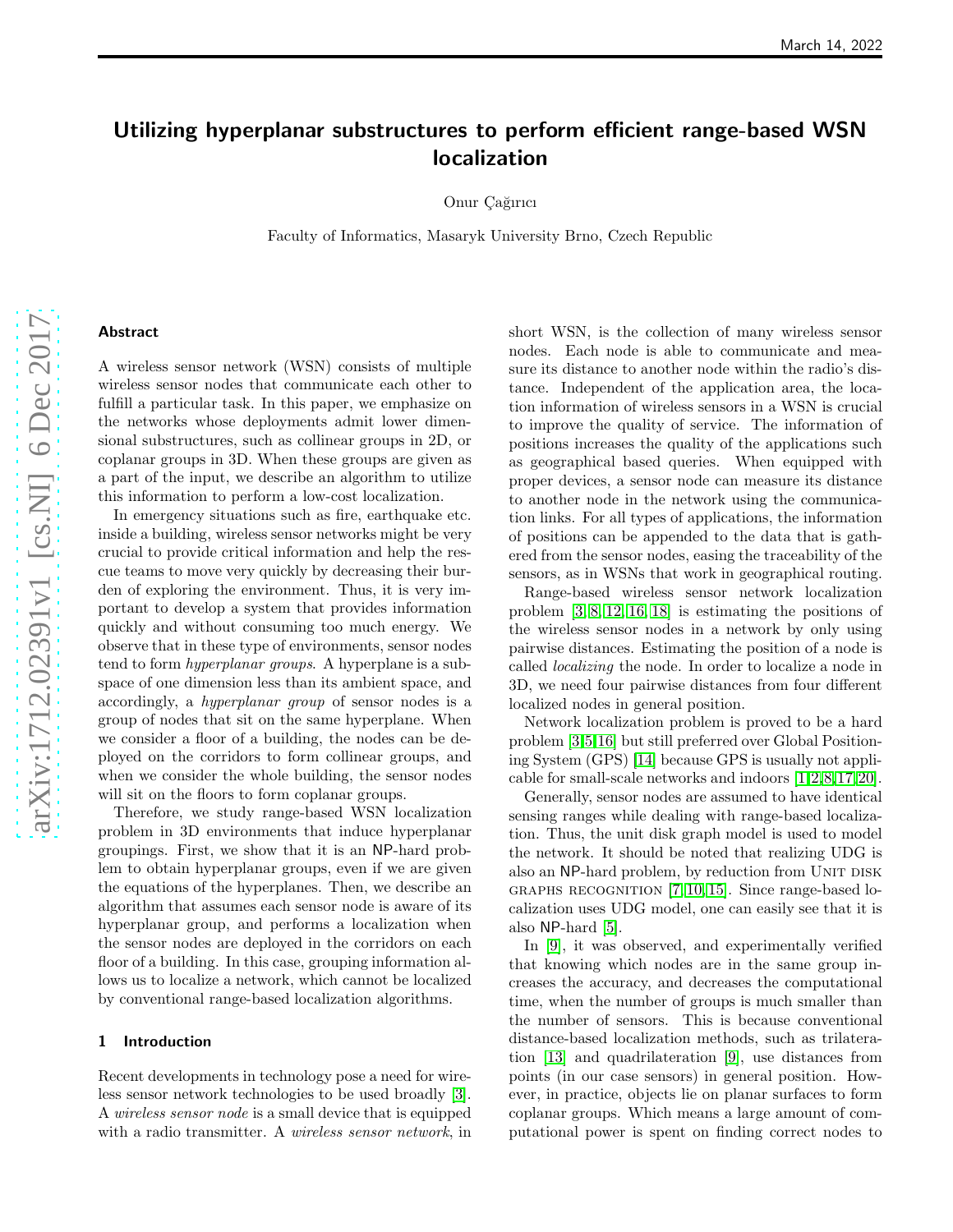# Utilizing hyperplanar substructures to perform efficient range-based WSN localization

Onur Çağırıcı

Faculty of Informatics, Masaryk University Brno, Czech Republic

## Abstract

A wireless sensor network (WSN) consists of multiple wireless sensor nodes that communicate each other to fulfill a particular task. In this paper, we emphasize on the networks whose deployments admit lower dimensional substructures, such as collinear groups in 2D, or coplanar groups in 3D. When these groups are given as a part of the input, we describe an algorithm to utilize this information to perform a low-cost localization.

In emergency situations such as fire, earthquake etc. inside a building, wireless sensor networks might be very crucial to provide critical information and help the rescue teams to move very quickly by decreasing their burden of exploring the environment. Thus, it is very important to develop a system that provides information quickly and without consuming too much energy. We observe that in these type of environments, sensor nodes tend to form *hyperplanar groups*. A hyperplane is a subspace of one dimension less than its ambient space, and accordingly, a *hyperplanar group* of sensor nodes is a group of nodes that sit on the same hyperplane. When we consider a floor of a building, the nodes can be deployed on the corridors to form collinear groups, and when we consider the whole building, the sensor nodes will sit on the floors to form coplanar groups.

Therefore, we study range-based WSN localization problem in 3D environments that induce hyperplanar groupings. First, we show that it is an NP-hard problem to obtain hyperplanar groups, even if we are given the equations of the hyperplanes. Then, we describe an algorithm that assumes each sensor node is aware of its hyperplanar group, and performs a localization when the sensor nodes are deployed in the corridors on each floor of a building. In this case, grouping information allows us to localize a network, which cannot be localized by conventional range-based localization algorithms.

## 1 Introduction

Recent developments in technology pose a need for wireless sensor network technologies to be used broadly [3]. A *wireless sensor node* is a small device that is equipped with a radio transmitter. A *wireless sensor network*, in short WSN, is the collection of many wireless sensor nodes. Each node is able to communicate and measure its distance to another node within the radio's distance. Independent of the application area, the location information of wireless sensors in a WSN is crucial to improve the quality of service. The information of positions increases the quality of the applications such as geographical based queries. When equipped with proper devices, a sensor node can measure its distance to another node in the network using the communication links. For all types of applications, the information of positions can be appended to the data that is gathered from the sensor nodes, easing the traceability of the sensors, as in WSNs that work in geographical routing.

Range-based wireless sensor network localization problem [3, 8, 12, 16, 18] is estimating the positions of the wireless sensor nodes in a network by only using pairwise distances. Estimating the position of a node is called *localizing* the node. In order to localize a node in 3D, we need four pairwise distances from four different localized nodes in general position.

Network localization problem is proved to be a hard problem [3, 5, 16] but still preferred over Global Positioning System (GPS) [14] because GPS is usually not applicable for small-scale networks and indoors [1, 2, 8, 17, 20].

Generally, sensor nodes are assumed to have identical sensing ranges while dealing with range-based localization. Thus, the unit disk graph model is used to model the network. It should be noted that realizing UDG is also an NP-hard problem, by reduction from Unit disk graphs recognition [7, 10, 15]. Since range-based localization uses UDG model, one can easily see that it is also NP-hard [5].

In [9], it was observed, and experimentally verified that knowing which nodes are in the same group increases the accuracy, and decreases the computational time, when the number of groups is much smaller than the number of sensors. This is because conventional distance-based localization methods, such as trilateration [13] and quadrilateration [9], use distances from points (in our case sensors) in general position. However, in practice, objects lie on planar surfaces to form coplanar groups. Which means a large amount of computational power is spent on finding correct nodes to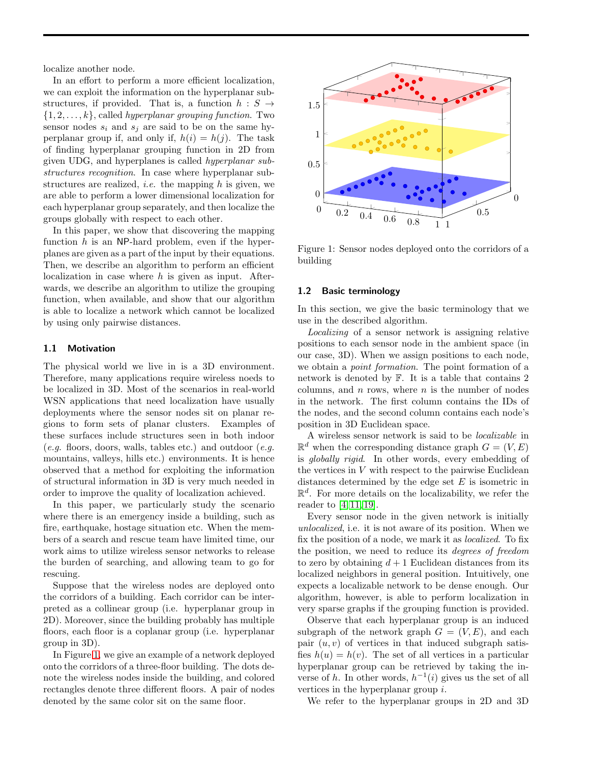localize another node.

In an effort to perform a more efficient localization, we can exploit the information on the hyperplanar substructures, if provided. That is, a function $h : S \rightarrow \{1, 2, \ldots, k\}$, called *hyperplanar grouping function*. Two sensor nodes $s_i$ and $s_j$ are said to be on the same hyperplanar group if, and only if, $h(i) = h(j)$. The task of finding hyperplanar grouping function in 2D from given UDG, and hyperplanes is called *hyperplanar substructures recognition*. In case where hyperplanar substructures are realized, *i.e.* the mapping $h$ is given, we are able to perform a lower dimensional localization for each hyperplanar group separately, and then localize the groups globally with respect to each other.

In this paper, we show that discovering the mapping function $h$ is an NP-hard problem, even if the hyperplanes are given as a part of the input by their equations. Then, we describe an algorithm to perform an efficient localization in case where $h$ is given as input. Afterwards, we describe an algorithm to utilize the grouping function, when available, and show that our algorithm is able to localize a network which cannot be localized by using only pairwise distances.

### 1.1 Motivation

The physical world we live in is a 3D environment. Therefore, many applications require wireless noeds to be localized in 3D. Most of the scenarios in real-world WSN applications that need localization have usually deployments where the sensor nodes sit on planar regions to form sets of planar clusters. Examples of these surfaces include structures seen in both indoor (*e.g.* floors, doors, walls, tables etc.) and outdoor (*e.g.* mountains, valleys, hills etc.) environments. It is hence observed that a method for exploiting the information of structural information in 3D is very much needed in order to improve the quality of localization achieved.

In this paper, we particularly study the scenario where there is an emergency inside a building, such as fire, earthquake, hostage situation etc. When the members of a search and rescue team have limited time, our work aims to utilize wireless sensor networks to release the burden of searching, and allowing team to go for rescuing.

Suppose that the wireless nodes are deployed onto the corridors of a building. Each corridor can be interpreted as a collinear group (i.e. hyperplanar group in 2D). Moreover, since the building probably has multiple floors, each floor is a coplanar group (i.e. hyperplanar group in 3D).

In Figure 1, we give an example of a network deployed onto the corridors of a three-floor building. The dots denote the wireless nodes inside the building, and colored rectangles denote three different floors. A pair of nodes denoted by the same color sit on the same floor.

Figure 1: Sensor nodes deployed onto the corridors of a building

### 1.2 Basic terminology

In this section, we give the basic terminology that we use in the described algorithm.

*Localizing* of a sensor network is assigning relative positions to each sensor node in the ambient space (in our case, 3D). When we assign positions to each node, we obtain a *point formation*. The point formation of a network is denoted by $\mathbb{F}$. It is a table that contains 2 columns, and $n$ rows, where $n$ is the number of nodes in the network. The first column contains the IDs of the nodes, and the second column contains each node's position in 3D Euclidean space.

A wireless sensor network is said to be *localizable* in $\mathbb{R}^d$ when the corresponding distance graph $G = (V, E)$ is *globally rigid*. In other words, every embedding of the vertices in $V$ with respect to the pairwise Euclidean distances determined by the edge set $E$ is isometric in $\mathbb{R}^d$. For more details on the localizability, we refer the reader to [4, 11, 19].

Every sensor node in the given network is initially *unlocalized*, i.e. it is not aware of its position. When we fix the position of a node, we mark it as *localized*. To fix the position, we need to reduce its *degrees of freedom* to zero by obtaining $d+1$ Euclidean distances from its localized neighbors in general position. Intuitively, one expects a localizable network to be dense enough. Our algorithm, however, is able to perform localization in very sparse graphs if the grouping function is provided.

Observe that each hyperplanar group is an induced subgraph of the network graph $G = (V, E)$, and each pair $(u, v)$ of vertices in that induced subgraph satisfies $h(u) = h(v)$. The set of all vertices in a particular hyperplanar group can be retrieved by taking the inverse of $h$. In other words, $h^{-1}(i)$ gives us the set of all vertices in the hyperplanar group $i$.

We refer to the hyperplanar groups in 2D and 3D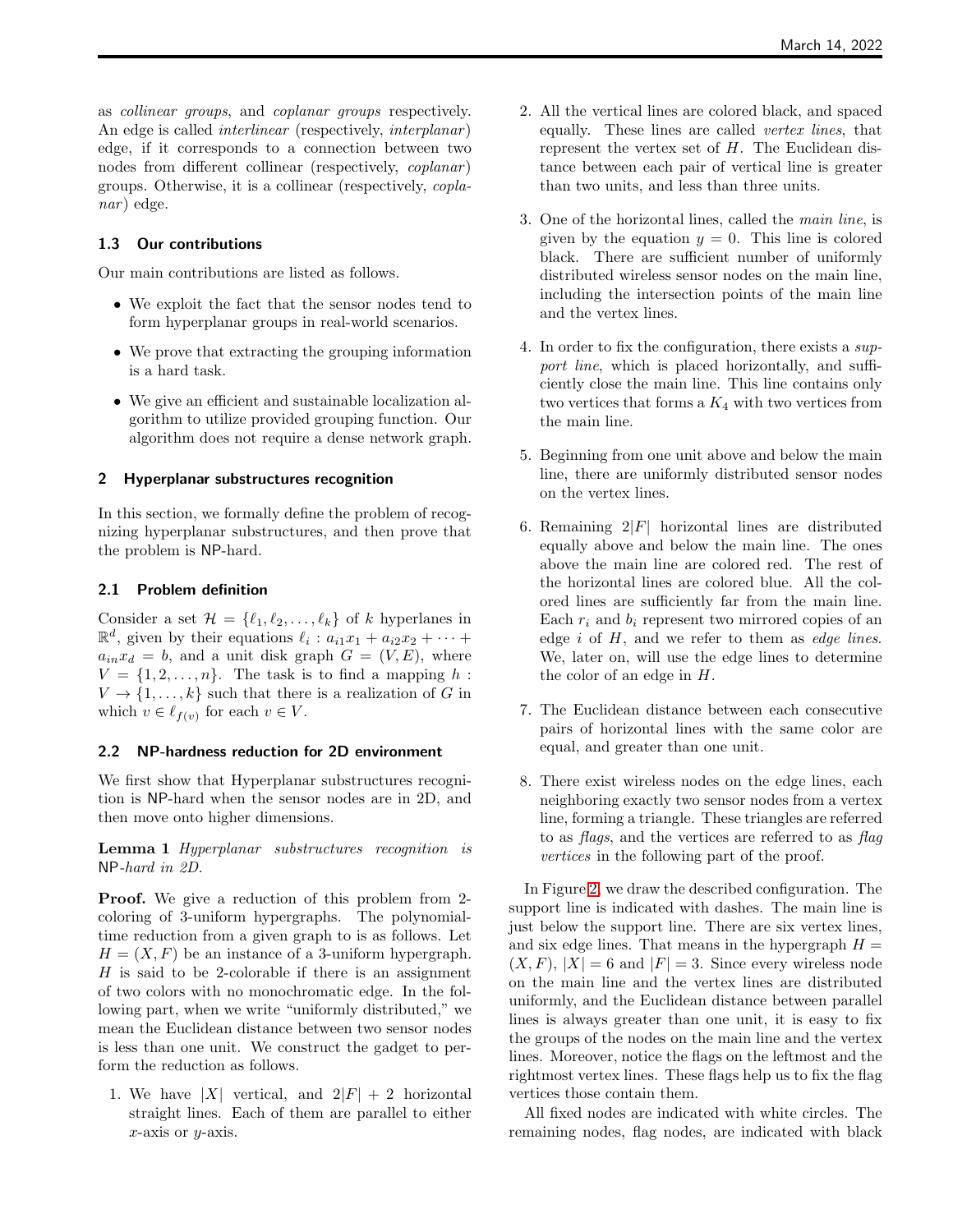as *collinear groups*, and *coplanar groups* respectively. An edge is called *interlinear* (respectively, *interplanar*) edge, if it corresponds to a connection between two nodes from different collinear (respectively, *coplanar*) groups. Otherwise, it is a collinear (respectively, *coplanar*) edge.

### 1.3 Our contributions

Our main contributions are listed as follows.

- We exploit the fact that the sensor nodes tend to form hyperplanar groups in real-world scenarios.
- We prove that extracting the grouping information is a hard task.
- We give an efficient and sustainable localization algorithm to utilize provided grouping function. Our algorithm does not require a dense network graph.

## 2 Hyperplanar substructures recognition

In this section, we formally define the problem of recognizing hyperplanar substructures, and then prove that the problem is NP-hard.

### 2.1 Problem definition

Consider a set $\mathcal{H} = \{\ell_1, \ell_2, \ldots, \ell_k\}$ of $k$ hyperlanes in $\mathbb{R}^d$, given by their equations $\ell_i : a_{i1}x_1 + a_{i2}x_2 + \cdots + a_{in}x_d = b$, and a unit disk graph $G = (V, E)$, where $V = \{1, 2, \ldots, n\}$. The task is to find a mapping $h : V \to \{1, \ldots, k\}$ such that there is a realization of $G$ in which $v \in \ell_{f(v)}$ for each $v \in V$.

### 2.2 NP-hardness reduction for 2D environment

We first show that Hyperplanar substructures recognition is NP-hard when the sensor nodes are in 2D, and then move onto higher dimensions.

**Lemma 1** *Hyperplanar substructures recognition is* NP*-hard in 2D.*

**Proof.** We give a reduction of this problem from 2-coloring of 3-uniform hypergraphs. The polynomial-time reduction from a given graph to is as follows. Let $H = (X, F)$ be an instance of a 3-uniform hypergraph. $H$ is said to be 2-colorable if there is an assignment of two colors with no monochromatic edge. In the following part, when we write "uniformly distributed," we mean the Euclidean distance between two sensor nodes is less than one unit. We construct the gadget to perform the reduction as follows.

1. We have $|X|$ vertical, and $2|F| + 2$ horizontal straight lines. Each of them are parallel to either $x$-axis or $y$-axis.
2. All the vertical lines are colored black, and spaced equally. These lines are called *vertex lines*, that represent the vertex set of $H$. The Euclidean distance between each pair of vertical line is greater than two units, and less than three units.
3. One of the horizontal lines, called the *main line*, is given by the equation $y = 0$. This line is colored black. There are sufficient number of uniformly distributed wireless sensor nodes on the main line, including the intersection points of the main line and the vertex lines.
4. In order to fix the configuration, there exists a *support line*, which is placed horizontally, and sufficiently close the main line. This line contains only two vertices that forms a $K_4$ with two vertices from the main line.
5. Beginning from one unit above and below the main line, there are uniformly distributed sensor nodes on the vertex lines.
6. Remaining $2|F|$ horizontal lines are distributed equally above and below the main line. The ones above the main line are colored red. The rest of the horizontal lines are colored blue. All the colored lines are sufficiently far from the main line. Each $r_i$ and $b_i$ represent two mirrored copies of an edge $i$ of $H$, and we refer to them as *edge lines*. We, later on, will use the edge lines to determine the color of an edge in $H$.
7. The Euclidean distance between each consecutive pairs of horizontal lines with the same color are equal, and greater than one unit.
8. There exist wireless nodes on the edge lines, each neighboring exactly two sensor nodes from a vertex line, forming a triangle. These triangles are referred to as *flags*, and the vertices are referred to as *flag vertices* in the following part of the proof.

In Figure 2, we draw the described configuration. The support line is indicated with dashes. The main line is just below the support line. There are six vertex lines, and six edge lines. That means in the hypergraph $H = (X, F)$, $|X| = 6$ and $|F| = 3$. Since every wireless node on the main line and the vertex lines are distributed uniformly, and the Euclidean distance between parallel lines is always greater than one unit, it is easy to fix the groups of the nodes on the main line and the vertex lines. Moreover, notice the flags on the leftmost and the rightmost vertex lines. These flags help us to fix the flag vertices those contain them.

All fixed nodes are indicated with white circles. The remaining nodes, flag nodes, are indicated with black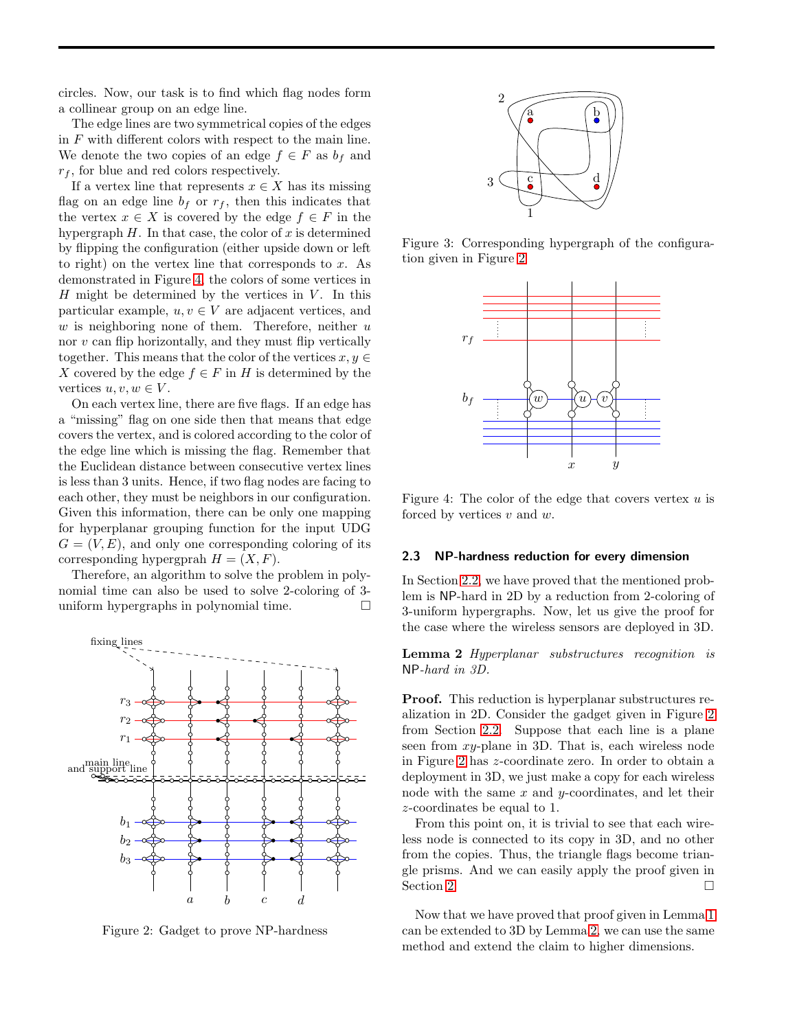circles. Now, our task is to find which flag nodes form a collinear group on an edge line.

The edge lines are two symmetrical copies of the edges in $F$ with different colors with respect to the main line. We denote the two copies of an edge $f \in F$ as $b_f$ and $r_f$, for blue and red colors respectively.

If a vertex line that represents $x \in X$ has its missing flag on an edge line $b_f$ or $r_f$, then this indicates that the vertex $x \in X$ is covered by the edge $f \in F$ in the hypergraph $H$. In that case, the color of $x$ is determined by flipping the configuration (either upside down or left to right) on the vertex line that corresponds to $x$. As demonstrated in Figure 4, the colors of some vertices in $H$ might be determined by the vertices in $V$. In this particular example, $u, v \in V$ are adjacent vertices, and $w$ is neighboring none of them. Therefore, neither $u$ nor $v$ can flip horizontally, and they must flip vertically together. This means that the color of the vertices $x, y \in X$ covered by the edge $f \in F$ in $H$ is determined by the vertices $u, v, w \in V$.

On each vertex line, there are five flags. If an edge has a "missing" flag on one side then that means that edge covers the vertex, and is colored according to the color of the edge line which is missing the flag. Remember that the Euclidean distance between consecutive vertex lines is less than 3 units. Hence, if two flag nodes are facing to each other, they must be neighbors in our configuration. Given this information, there can be only one mapping for hyperplanar grouping function for the input UDG $G = (V, E)$, and only one corresponding coloring of its corresponding hypergprah $H = (X, F)$.

Therefore, an algorithm to solve the problem in polynomial time can also be used to solve 2-coloring of 3-uniform hypergraphs in polynomial time. □

Figure 2: Gadget to prove NP-hardness

Figure 3: Corresponding hypergraph of the configuration given in Figure 2

Figure 4: The color of the edge that covers vertex $u$ is forced by vertices $v$ and $w$.

### 2.3 NP-hardness reduction for every dimension

In Section 2.2, we have proved that the mentioned problem is NP-hard in 2D by a reduction from 2-coloring of 3-uniform hypergraphs. Now, let us give the proof for the case where the wireless sensors are deployed in 3D.

**Lemma 2** *Hyperplanar substructures recognition is* NP*-hard in 3D.*

**Proof.** This reduction is hyperplanar substructures realization in 2D. Consider the gadget given in Figure 2 from Section 2.2. Suppose that each line is a plane seen from $xy$-plane in 3D. That is, each wireless node in Figure 2 has $z$-coordinate zero. In order to obtain a deployment in 3D, we just make a copy for each wireless node with the same $x$ and $y$-coordinates, and let their $z$-coordinates be equal to 1.

From this point on, it is trivial to see that each wireless node is connected to its copy in 3D, and no other from the copies. Thus, the triangle flags become triangle prisms. And we can easily apply the proof given in Section 2. □

Now that we have proved that proof given in Lemma 1 can be extended to 3D by Lemma 2, we can use the same method and extend the claim to higher dimensions.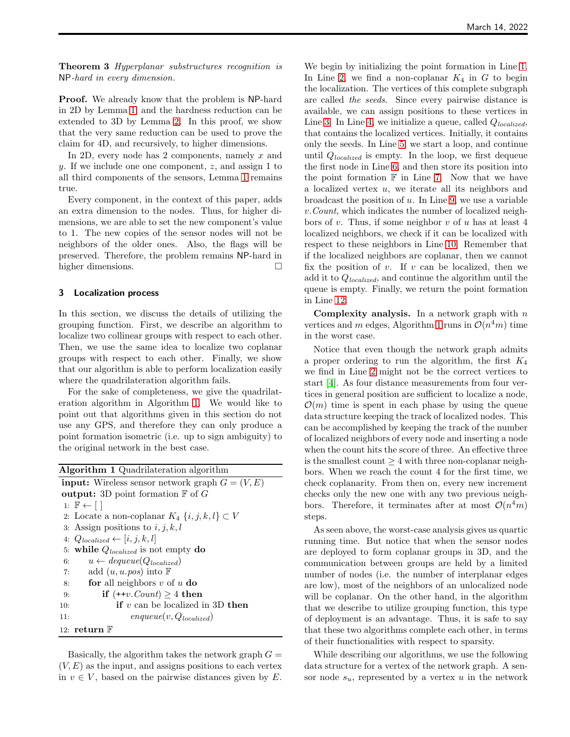**Theorem 3** *Hyperplanar substructures recognition is* NP*-hard in every dimension.*

**Proof.** We already know that the problem is NP-hard in 2D by Lemma 1 and the hardness reduction can be extended to 3D by Lemma 2. In this proof, we show that the very same reduction can be used to prove the claim for 4D, and recursively, to higher dimensions.

In 2D, every node has 2 components, namely $x$ and $y$. If we include one one component, $z$, and assign 1 to all third components of the sensors, Lemma 1 remains true.

Every component, in the context of this paper, adds an extra dimension to the nodes. Thus, for higher dimensions, we are able to set the new component's value to 1. The new copies of the sensor nodes will not be neighbors of the older ones. Also, the flags will be preserved. Therefore, the problem remains NP-hard in higher dimensions. □

## 3 Localization process

In this section, we discuss the details of utilizing the grouping function. First, we describe an algorithm to localize two collinear groups with respect to each other. Then, we use the same idea to localize two coplanar groups with respect to each other. Finally, we show that our algorithm is able to perform localization easily where the quadrilateration algorithm fails.

For the sake of completeness, we give the quadrilateration algorithm in Algorithm 1. We would like to point out that algorithms given in this section do not use any GPS, and therefore they can only produce a point formation isometric (i.e. up to sign ambiguity) to the original network in the best case.

**Algorithm 1** Quadrilateration algorithm

```
input: Wireless sensor network graph G = (V, E)
output: 3D point formation 𝔽 of G
 1: 𝔽 ← [ ]
 2: Locate a non-coplanar K_4 {i, j, k, l} ⊂ V
 3: Assign positions to i, j, k, l
 4: Q_localized ← [i, j, k, l]
 5: while Q_localized is not empty do
 6:     u ← dequeue(Q_localized)
 7:     add (u, u.pos) into 𝔽
 8:     for all neighbors v of u do
 9:         if (++v.Count) ≥ 4 then
10:             if v can be localized in 3D then
11:                 enqueue(v, Q_localized)
12: return 𝔽
```

Basically, the algorithm takes the network graph $G = (V, E)$ as the input, and assigns positions to each vertex in $v \in V$, based on the pairwise distances given by $E$. We begin by initializing the point formation in Line 1. In Line 2, we find a non-coplanar $K_4$ in $G$ to begin the localization. The vertices of this complete subgraph are called *the seeds*. Since every pairwise distance is available, we can assign positions to these vertices in Line 3. In Line 4, we initialize a queue, called $Q_{localized}$, that contains the localized vertices. Initially, it contains only the seeds. In Line 5, we start a loop, and continue until $Q_{localized}$ is empty. In the loop, we first dequeue the first node in Line 6, and then store its position into the point formation $\mathbb{F}$ in Line 7. Now that we have a localized vertex $u$, we iterate all its neighbors and broadcast the position of $u$. In Line 9, we use a variable $v.Count$, which indicates the number of localized neighbors of $v$. Thus, if some neighbor $v$ of $u$ has at least 4 localized neighbors, we check if it can be localized with respect to these neighbors in Line 10. Remember that if the localized neighbors are coplanar, then we cannot fix the position of $v$. If $v$ can be localized, then we add it to $Q_{localized}$, and continue the algorithm until the queue is empty. Finally, we return the point formation in Line 12.

**Complexity analysis.** In a network graph with $n$ vertices and $m$ edges, Algorithm 1 runs in $\mathcal{O}(n^4 m)$ time in the worst case.

Notice that even though the network graph admits a proper ordering to run the algorithm, the first $K_4$ we find in Line 2 might not be the correct vertices to start [4]. As four distance measurements from four vertices in general position are sufficient to localize a node, $\mathcal{O}(m)$ time is spent in each phase by using the queue data structure keeping the track of localized nodes. This can be accomplished by keeping the track of the number of localized neighbors of every node and inserting a node when the count hits the score of three. An effective three is the smallest count $\geq 4$ with three non-coplanar neighbors. When we reach the count 4 for the first time, we check coplanarity. From then on, every new increment checks only the new one with any two previous neighbors. Therefore, it terminates after at most $\mathcal{O}(n^4 m)$ steps.

As seen above, the worst-case analysis gives us quartic running time. But notice that when the sensor nodes are deployed to form coplanar groups in 3D, and the communication between groups are held by a limited number of nodes (i.e. the number of interplanar edges are low), most of the neighbors of an unlocalized node will be coplanar. On the other hand, in the algorithm that we describe to utilize grouping function, this type of deployment is an advantage. Thus, it is safe to say that these two algorithms complete each other, in terms of their functionalities with respect to sparsity.

While describing our algorithms, we use the following data structure for a vertex of the network graph. A sensor node $s_u$, represented by a vertex $u$ in the network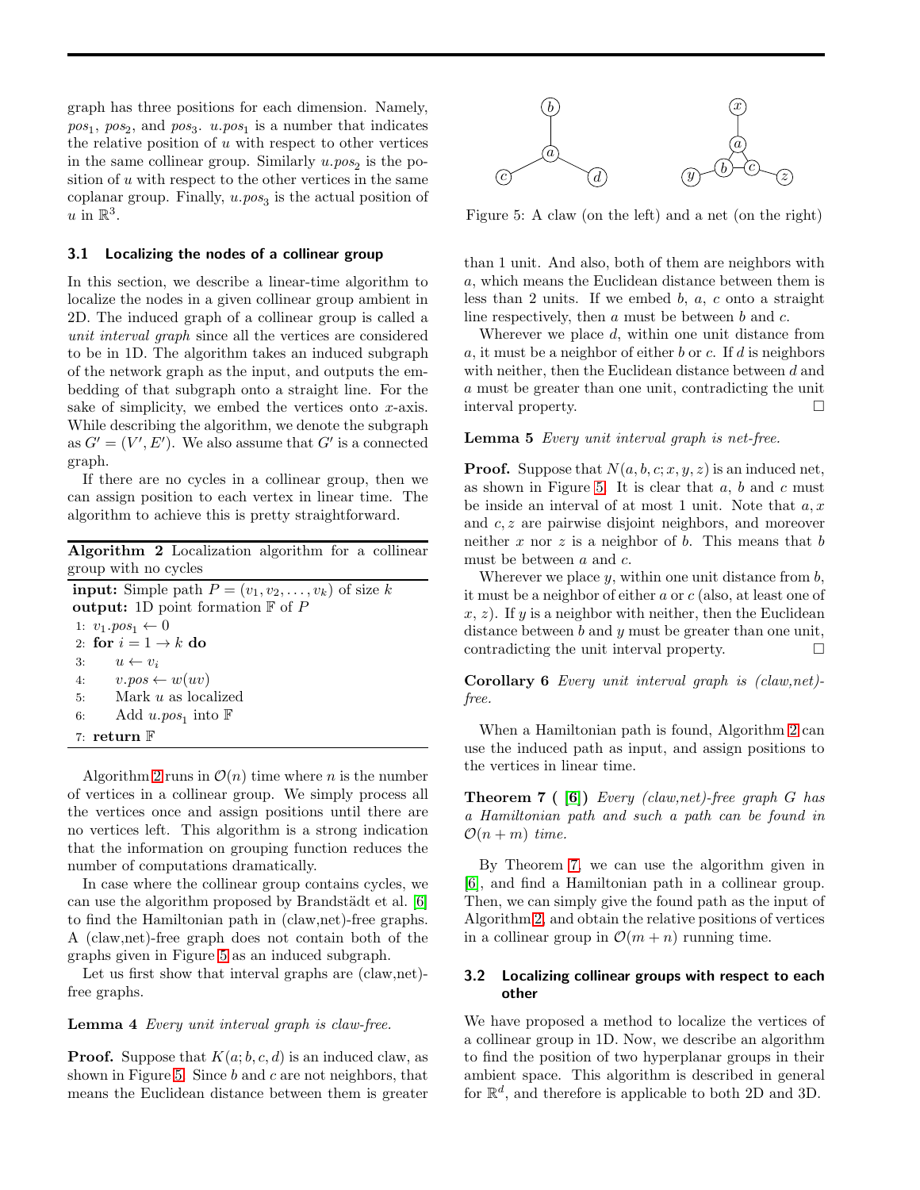graph has three positions for each dimension. Namely, $pos_1$, $pos_2$, and $pos_3$. $u.pos_1$ is a number that indicates the relative position of $u$ with respect to other vertices in the same collinear group. Similarly $u.pos_2$ is the position of $u$ with respect to the other vertices in the same coplanar group. Finally, $u.pos_3$ is the actual position of $u$ in $\mathbb{R}^3$.

### 3.1 Localizing the nodes of a collinear group

In this section, we describe a linear-time algorithm to localize the nodes in a given collinear group ambient in 2D. The induced graph of a collinear group is called a *unit interval graph* since all the vertices are considered to be in 1D. The algorithm takes an induced subgraph of the network graph as the input, and outputs the embedding of that subgraph onto a straight line. For the sake of simplicity, we embed the vertices onto $x$-axis. While describing the algorithm, we denote the subgraph as $G' = (V', E')$. We also assume that $G'$ is a connected graph.

If there are no cycles in a collinear group, then we can assign position to each vertex in linear time. The algorithm to achieve this is pretty straightforward.

**Algorithm 2** Localization algorithm for a collinear group with no cycles

```
input: Simple path P = (v_1, v_2, ..., v_k) of size k
output: 1D point formation F of P
1: v_1.pos_1 ← 0
2: for i = 1 → k do
3:     u ← v_i
4:     v.pos ← w(uv)
5:     Mark u as localized
6:     Add u.pos_1 into F
7: return F
```

Algorithm 2 runs in $\mathcal{O}(n)$ time where $n$ is the number of vertices in a collinear group. We simply process all the vertices once and assign positions until there are no vertices left. This algorithm is a strong indication that the information on grouping function reduces the number of computations dramatically.

In case where the collinear group contains cycles, we can use the algorithm proposed by Brandstädt et al. [6] to find the Hamiltonian path in (claw,net)-free graphs. A (claw,net)-free graph does not contain both of the graphs given in Figure 5 as an induced subgraph.

Let us first show that interval graphs are (claw,net)-free graphs.

**Lemma 4** *Every unit interval graph is claw-free.*

**Proof.** Suppose that $K(a; b, c, d)$ is an induced claw, as shown in Figure 5. Since $b$ and $c$ are not neighbors, that means the Euclidean distance between them is greater than 1 unit. And also, both of them are neighbors with $a$, which means the Euclidean distance between them is less than 2 units. If we embed $b$, $a$, $c$ onto a straight line respectively, then $a$ must be between $b$ and $c$.

Wherever we place $d$, within one unit distance from $a$, it must be a neighbor of either $b$ or $c$. If $d$ is neighbors with neither, then the Euclidean distance between $d$ and $a$ must be greater than one unit, contradicting the unit interval property. □

Figure 5: A claw (on the left) and a net (on the right)

**Lemma 5** *Every unit interval graph is net-free.*

**Proof.** Suppose that $N(a, b, c; x, y, z)$ is an induced net, as shown in Figure 5. It is clear that $a$, $b$ and $c$ must be inside an interval of at most 1 unit. Note that $a, x$ and $c, z$ are pairwise disjoint neighbors, and moreover neither $x$ nor $z$ is a neighbor of $b$. This means that $b$ must be between $a$ and $c$.

Wherever we place $y$, within one unit distance from $b$, it must be a neighbor of either $a$ or $c$ (also, at least one of $x$, $z$). If $y$ is a neighbor with neither, then the Euclidean distance between $b$ and $y$ must be greater than one unit, contradicting the unit interval property. □

**Corollary 6** *Every unit interval graph is (claw,net)-free.*

When a Hamiltonian path is found, Algorithm 2 can use the induced path as input, and assign positions to the vertices in linear time.

**Theorem 7 ( [6])** *Every (claw,net)-free graph $G$ has a Hamiltonian path and such a path can be found in $\mathcal{O}(n + m)$ time.*

By Theorem 7, we can use the algorithm given in [6], and find a Hamiltonian path in a collinear group. Then, we can simply give the found path as the input of Algorithm 2, and obtain the relative positions of vertices in a collinear group in $\mathcal{O}(m + n)$ running time.

### 3.2 Localizing collinear groups with respect to each other

We have proposed a method to localize the vertices of a collinear group in 1D. Now, we describe an algorithm to find the position of two hyperplanar groups in their ambient space. This algorithm is described in general for $\mathbb{R}^d$, and therefore is applicable to both 2D and 3D.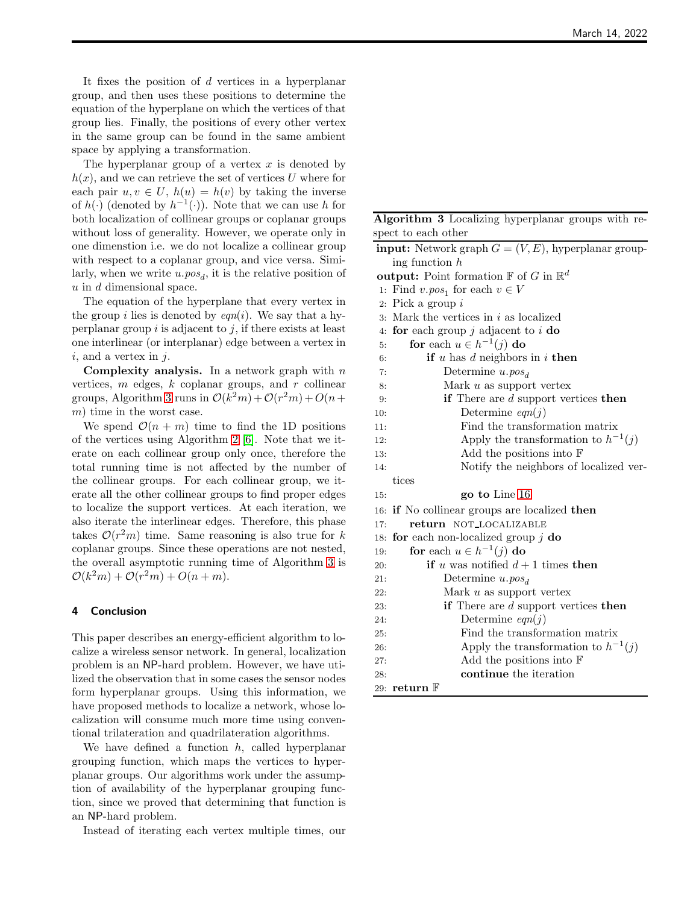It fixes the position of $d$ vertices in a hyperplanar group, and then uses these positions to determine the equation of the hyperplane on which the vertices of that group lies. Finally, the positions of every other vertex in the same group can be found in the same ambient space by applying a transformation.

The hyperplanar group of a vertex $x$ is denoted by $h(x)$, and we can retrieve the set of vertices $U$ where for each pair $u, v \in U$, $h(u) = h(v)$ by taking the inverse of $h(\cdot)$ (denoted by $h^{-1}(\cdot)$). Note that we can use $h$ for both localization of collinear groups or coplanar groups without loss of generality. However, we operate only in one dimenstion i.e. we do not localize a collinear group with respect to a coplanar group, and vice versa. Similarly, when we write $u.pos_d$, it is the relative position of $u$ in $d$ dimensional space.

The equation of the hyperplane that every vertex in the group $i$ lies is denoted by $eqn(i)$. We say that a hyperplanar group $i$ is adjacent to $j$, if there exists at least one interlinear (or interplanar) edge between a vertex in $i$, and a vertex in $j$.

**Complexity analysis.** In a network graph with $n$ vertices, $m$ edges, $k$ coplanar groups, and $r$ collinear groups, Algorithm 3 runs in $\mathcal{O}(k^2m) + \mathcal{O}(r^2m) + O(n+m)$ time in the worst case.

We spend $\mathcal{O}(n+m)$ time to find the 1D positions of the vertices using Algorithm 2 [6]. Note that we iterate on each collinear group only once, therefore the total running time is not affected by the number of the collinear groups. For each collinear group, we iterate all the other collinear groups to find proper edges to localize the support vertices. At each iteration, we also iterate the interlinear edges. Therefore, this phase takes $\mathcal{O}(r^2m)$ time. Same reasoning is also true for $k$ coplanar groups. Since these operations are not nested, the overall asymptotic running time of Algorithm 3 is $\mathcal{O}(k^2m) + \mathcal{O}(r^2m) + O(n+m)$.

## 4 Conclusion

This paper describes an energy-efficient algorithm to localize a wireless sensor network. In general, localization problem is an NP-hard problem. However, we have utilized the observation that in some cases the sensor nodes form hyperplanar groups. Using this information, we have proposed methods to localize a network, whose localization will consume much more time using conventional trilateration and quadrilateration algorithms.

We have defined a function $h$, called hyperplanar grouping function, which maps the vertices to hyperplanar groups. Our algorithms work under the assumption of availability of the hyperplanar grouping function, since we proved that determining that function is an NP-hard problem.

Instead of iterating each vertex multiple times, our

**Algorithm 3** Localizing hyperplanar groups with respect to each other

```
input: Network graph G = (V, E), hyperplanar grouping function h
output: Point formation 𝔽 of G in ℝ^d
 1: Find v.pos_1 for each v ∈ V
 2: Pick a group i
 3: Mark the vertices in i as localized
 4: for each group j adjacent to i do
 5:     for each u ∈ h^{-1}(j) do
 6:         if u has d neighbors in i then
 7:             Determine u.pos_d
 8:             Mark u as support vertex
 9:             if There are d support vertices then
10:                 Determine eqn(j)
11:                 Find the transformation matrix
12:                 Apply the transformation to h^{-1}(j)
13:                 Add the positions into 𝔽
14:                 Notify the neighbors of localized vertices
15:                 go to Line 16
16: if No collinear groups are localized then
17:     return NOT_LOCALIZABLE
18: for each non-localized group j do
19:     for each u ∈ h^{-1}(j) do
20:         if u was notified d + 1 times then
21:             Determine u.pos_d
22:             Mark u as support vertex
23:             if There are d support vertices then
24:                 Determine eqn(j)
25:                 Find the transformation matrix
26:                 Apply the transformation to h^{-1}(j)
27:                 Add the positions into 𝔽
28:                 continue the iteration
29: return 𝔽
```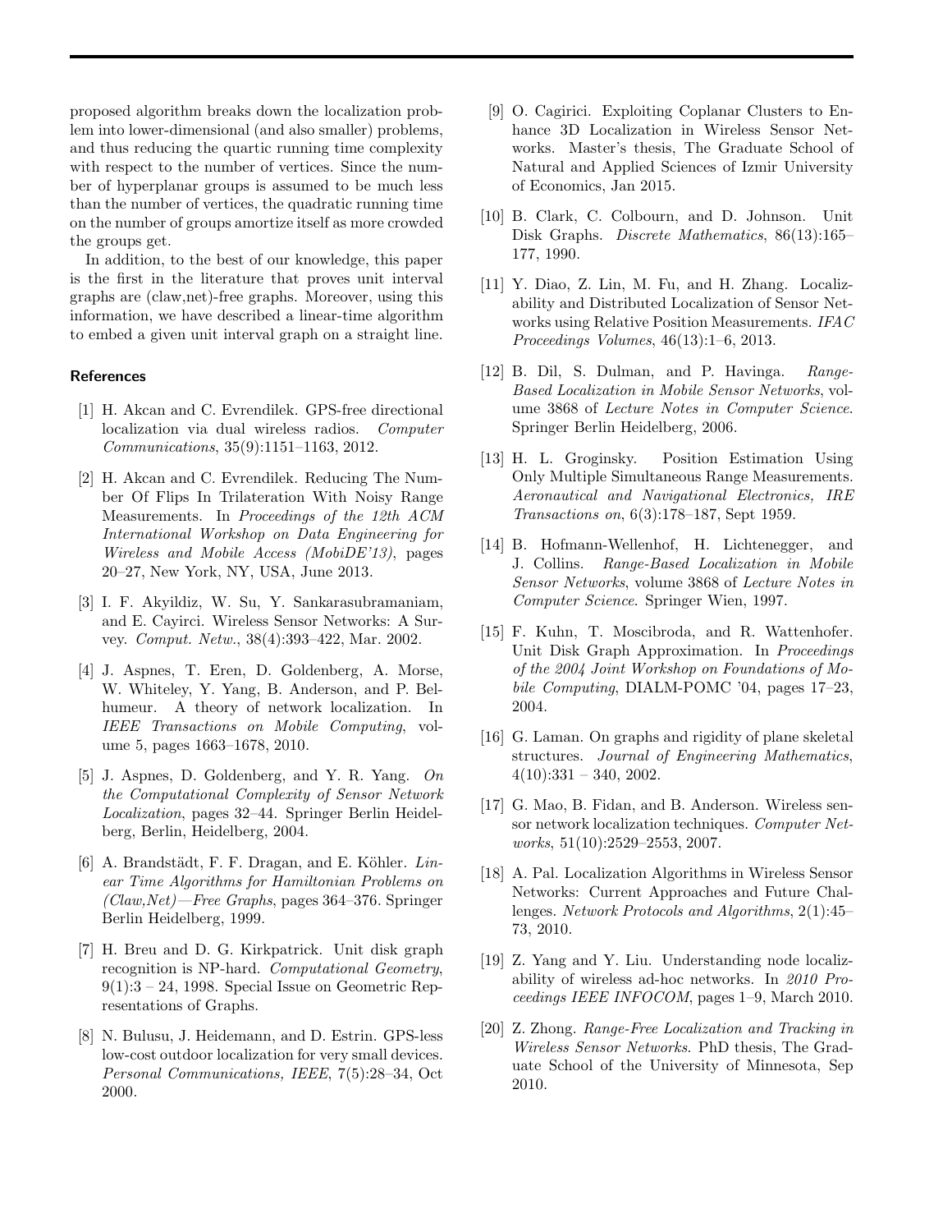proposed algorithm breaks down the localization problem into lower-dimensional (and also smaller) problems, and thus reducing the quartic running time complexity with respect to the number of vertices. Since the number of hyperplanar groups is assumed to be much less than the number of vertices, the quadratic running time on the number of groups amortize itself as more crowded the groups get.

In addition, to the best of our knowledge, this paper is the first in the literature that proves unit interval graphs are (claw,net)-free graphs. Moreover, using this information, we have described a linear-time algorithm to embed a given unit interval graph on a straight line.

## References

[1] H. Akcan and C. Evrendilek. GPS-free directional localization via dual wireless radios. *Computer Communications*, 35(9):1151–1163, 2012.

[2] H. Akcan and C. Evrendilek. Reducing The Number Of Flips In Trilateration With Noisy Range Measurements. In *Proceedings of the 12th ACM International Workshop on Data Engineering for Wireless and Mobile Access (MobiDE'13)*, pages 20–27, New York, NY, USA, June 2013.

[3] I. F. Akyildiz, W. Su, Y. Sankarasubramaniam, and E. Cayirci. Wireless Sensor Networks: A Survey. *Comput. Netw.*, 38(4):393–422, Mar. 2002.

[4] J. Aspnes, T. Eren, D. Goldenberg, A. Morse, W. Whiteley, Y. Yang, B. Anderson, and P. Belhumeur. A theory of network localization. In *IEEE Transactions on Mobile Computing*, volume 5, pages 1663–1678, 2010.

[5] J. Aspnes, D. Goldenberg, and Y. R. Yang. *On the Computational Complexity of Sensor Network Localization*, pages 32–44. Springer Berlin Heidelberg, Berlin, Heidelberg, 2004.

[6] A. Brandstädt, F. F. Dragan, and E. Köhler. *Linear Time Algorithms for Hamiltonian Problems on (Claw,Net)—Free Graphs*, pages 364–376. Springer Berlin Heidelberg, 1999.

[7] H. Breu and D. G. Kirkpatrick. Unit disk graph recognition is NP-hard. *Computational Geometry*, 9(1):3 – 24, 1998. Special Issue on Geometric Representations of Graphs.

[8] N. Bulusu, J. Heidemann, and D. Estrin. GPS-less low-cost outdoor localization for very small devices. *Personal Communications, IEEE*, 7(5):28–34, Oct 2000.

[9] O. Cagirici. Exploiting Coplanar Clusters to Enhance 3D Localization in Wireless Sensor Networks. Master's thesis, The Graduate School of Natural and Applied Sciences of Izmir University of Economics, Jan 2015.

[10] B. Clark, C. Colbourn, and D. Johnson. Unit Disk Graphs. *Discrete Mathematics*, 86(13):165–177, 1990.

[11] Y. Diao, Z. Lin, M. Fu, and H. Zhang. Localizability and Distributed Localization of Sensor Networks using Relative Position Measurements. *IFAC Proceedings Volumes*, 46(13):1–6, 2013.

[12] B. Dil, S. Dulman, and P. Havinga. *Range-Based Localization in Mobile Sensor Networks*, volume 3868 of *Lecture Notes in Computer Science*. Springer Berlin Heidelberg, 2006.

[13] H. L. Groginsky. Position Estimation Using Only Multiple Simultaneous Range Measurements. *Aeronautical and Navigational Electronics, IRE Transactions on*, 6(3):178–187, Sept 1959.

[14] B. Hofmann-Wellenhof, H. Lichtenegger, and J. Collins. *Range-Based Localization in Mobile Sensor Networks*, volume 3868 of *Lecture Notes in Computer Science*. Springer Wien, 1997.

[15] F. Kuhn, T. Moscibroda, and R. Wattenhofer. Unit Disk Graph Approximation. In *Proceedings of the 2004 Joint Workshop on Foundations of Mobile Computing*, DIALM-POMC '04, pages 17–23, 2004.

[16] G. Laman. On graphs and rigidity of plane skeletal structures. *Journal of Engineering Mathematics*, 4(10):331 – 340, 2002.

[17] G. Mao, B. Fidan, and B. Anderson. Wireless sensor network localization techniques. *Computer Networks*, 51(10):2529–2553, 2007.

[18] A. Pal. Localization Algorithms in Wireless Sensor Networks: Current Approaches and Future Challenges. *Network Protocols and Algorithms*, 2(1):45–73, 2010.

[19] Z. Yang and Y. Liu. Understanding node localizability of wireless ad-hoc networks. In *2010 Proceedings IEEE INFOCOM*, pages 1–9, March 2010.

[20] Z. Zhong. *Range-Free Localization and Tracking in Wireless Sensor Networks*. PhD thesis, The Graduate School of the University of Minnesota, Sep 2010.